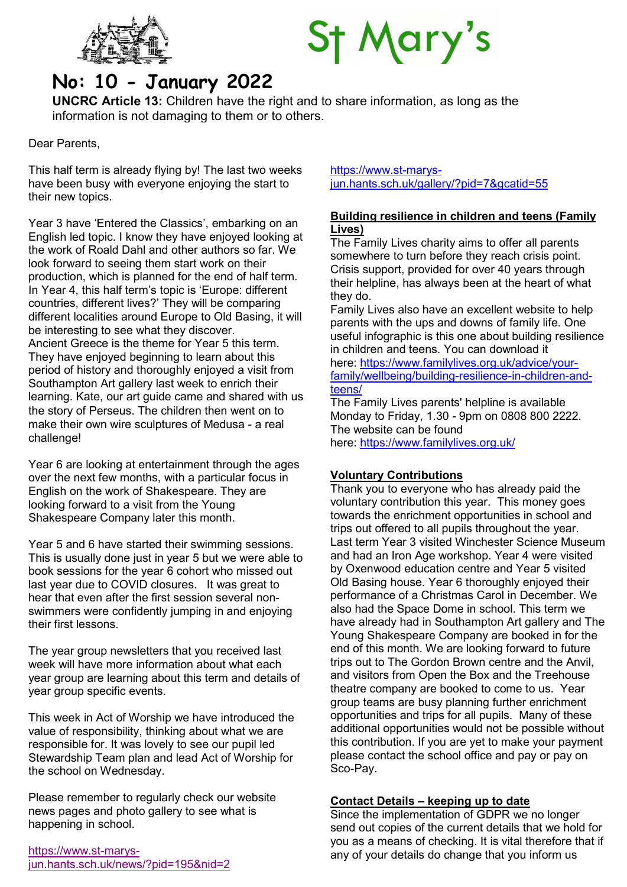# St Mary's

## No: 10 - January 2022

**UNCRC Article 13:** Children have the right and to share information, as long as the information is not damaging to them or to others.

Dear Parents,

This half term is already flying by! The last two weeks have been busy with everyone enjoying the start to their new topics.

Year 3 have 'Entered the Classics', embarking on an English led topic. I know they have enjoyed looking at the work of Roald Dahl and other authors so far. We look forward to seeing them start work on their production, which is planned for the end of half term. In Year 4, this half term's topic is 'Europe: different countries, different lives?' They will be comparing different localities around Europe to Old Basing, it will be interesting to see what they discover.
Ancient Greece is the theme for Year 5 this term. They have enjoyed beginning to learn about this period of history and thoroughly enjoyed a visit from Southampton Art gallery last week to enrich their learning. Kate, our art guide came and shared with us the story of Perseus. The children then went on to make their own wire sculptures of Medusa - a real challenge!

Year 6 are looking at entertainment through the ages over the next few months, with a particular focus in English on the work of Shakespeare. They are looking forward to a visit from the Young Shakespeare Company later this month.

Year 5 and 6 have started their swimming sessions. This is usually done just in year 5 but we were able to book sessions for the year 6 cohort who missed out last year due to COVID closures. It was great to hear that even after the first session several non-swimmers were confidently jumping in and enjoying their first lessons.

The year group newsletters that you received last week will have more information about what each year group are learning about this term and details of year group specific events.

This week in Act of Worship we have introduced the value of responsibility, thinking about what we are responsible for. It was lovely to see our pupil led Stewardship Team plan and lead Act of Worship for the school on Wednesday.

Please remember to regularly check our website news pages and photo gallery to see what is happening in school.

https://www.st-marys-jun.hants.sch.uk/news/?pid=195&nid=2

https://www.st-marys-jun.hants.sch.uk/gallery/?pid=7&gcatid=55

**Building resilience in children and teens (Family Lives)**

The Family Lives charity aims to offer all parents somewhere to turn before they reach crisis point. Crisis support, provided for over 40 years through their helpline, has always been at the heart of what they do.
Family Lives also have an excellent website to help parents with the ups and downs of family life. One useful infographic is this one about building resilience in children and teens. You can download it here: https://www.familylives.org.uk/advice/your-family/wellbeing/building-resilience-in-children-and-teens/
The Family Lives parents' helpline is available Monday to Friday, 1.30 - 9pm on 0808 800 2222. The website can be found here: https://www.familylives.org.uk/

**Voluntary Contributions**

Thank you to everyone who has already paid the voluntary contribution this year. This money goes towards the enrichment opportunities in school and trips out offered to all pupils throughout the year. Last term Year 3 visited Winchester Science Museum and had an Iron Age workshop. Year 4 were visited by Oxenwood education centre and Year 5 visited Old Basing house. Year 6 thoroughly enjoyed their performance of a Christmas Carol in December. We also had the Space Dome in school. This term we have already had in Southampton Art gallery and The Young Shakespeare Company are booked in for the end of this month. We are looking forward to future trips out to The Gordon Brown centre and the Anvil, and visitors from Open the Box and the Treehouse theatre company are booked to come to us. Year group teams are busy planning further enrichment opportunities and trips for all pupils. Many of these additional opportunities would not be possible without this contribution. If you are yet to make your payment please contact the school office and pay or pay on Sco-Pay.

**Contact Details – keeping up to date**

Since the implementation of GDPR we no longer send out copies of the current details that we hold for you as a means of checking. It is vital therefore that if any of your details do change that you inform us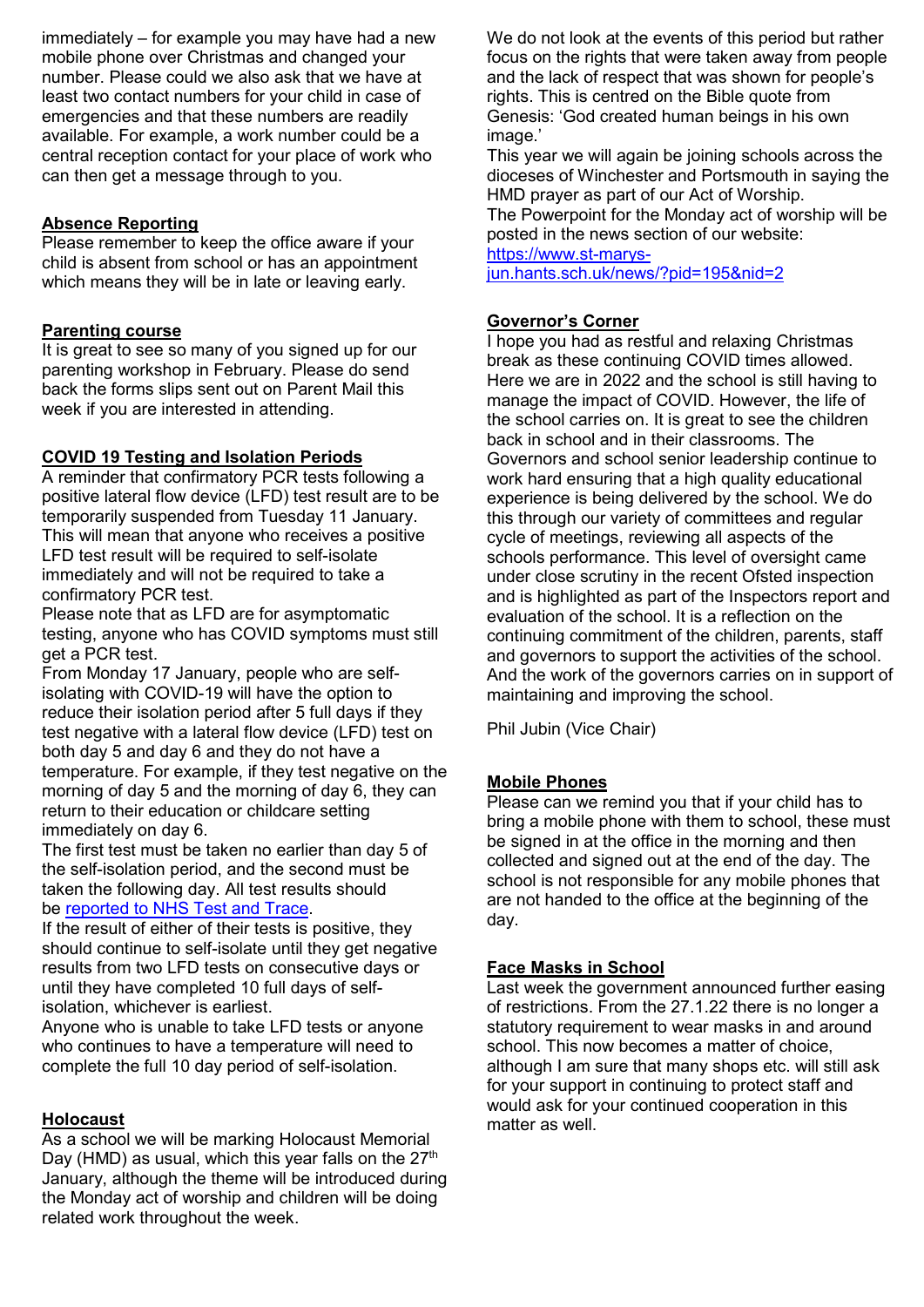immediately – for example you may have had a new mobile phone over Christmas and changed your number. Please could we also ask that we have at least two contact numbers for your child in case of emergencies and that these numbers are readily available. For example, a work number could be a central reception contact for your place of work who can then get a message through to you.

## Absence Reporting

Please remember to keep the office aware if your child is absent from school or has an appointment which means they will be in late or leaving early.

## Parenting course

It is great to see so many of you signed up for our parenting workshop in February. Please do send back the forms slips sent out on Parent Mail this week if you are interested in attending.

## COVID 19 Testing and Isolation Periods

A reminder that confirmatory PCR tests following a positive lateral flow device (LFD) test result are to be temporarily suspended from Tuesday 11 January. This will mean that anyone who receives a positive LFD test result will be required to self-isolate immediately and will not be required to take a confirmatory PCR test.

Please note that as LFD are for asymptomatic testing, anyone who has COVID symptoms must still get a PCR test.

From Monday 17 January, people who are self-isolating with COVID-19 will have the option to reduce their isolation period after 5 full days if they test negative with a lateral flow device (LFD) test on both day 5 and day 6 and they do not have a temperature. For example, if they test negative on the morning of day 5 and the morning of day 6, they can return to their education or childcare setting immediately on day 6.

The first test must be taken no earlier than day 5 of the self-isolation period, and the second must be taken the following day. All test results should be reported to NHS Test and Trace.

If the result of either of their tests is positive, they should continue to self-isolate until they get negative results from two LFD tests on consecutive days or until they have completed 10 full days of self-isolation, whichever is earliest.

Anyone who is unable to take LFD tests or anyone who continues to have a temperature will need to complete the full 10 day period of self-isolation.

## Holocaust

As a school we will be marking Holocaust Memorial Day (HMD) as usual, which this year falls on the 27th January, although the theme will be introduced during the Monday act of worship and children will be doing related work throughout the week.

We do not look at the events of this period but rather focus on the rights that were taken away from people and the lack of respect that was shown for people's rights. This is centred on the Bible quote from Genesis: 'God created human beings in his own image.'

This year we will again be joining schools across the dioceses of Winchester and Portsmouth in saying the HMD prayer as part of our Act of Worship.

The Powerpoint for the Monday act of worship will be posted in the news section of our website: https://www.st-marys-jun.hants.sch.uk/news/?pid=195&nid=2

## Governor's Corner

I hope you had as restful and relaxing Christmas break as these continuing COVID times allowed. Here we are in 2022 and the school is still having to manage the impact of COVID. However, the life of the school carries on. It is great to see the children back in school and in their classrooms. The Governors and school senior leadership continue to work hard ensuring that a high quality educational experience is being delivered by the school. We do this through our variety of committees and regular cycle of meetings, reviewing all aspects of the schools performance. This level of oversight came under close scrutiny in the recent Ofsted inspection and is highlighted as part of the Inspectors report and evaluation of the school. It is a reflection on the continuing commitment of the children, parents, staff and governors to support the activities of the school. And the work of the governors carries on in support of maintaining and improving the school.

Phil Jubin (Vice Chair)

## Mobile Phones

Please can we remind you that if your child has to bring a mobile phone with them to school, these must be signed in at the office in the morning and then collected and signed out at the end of the day. The school is not responsible for any mobile phones that are not handed to the office at the beginning of the day.

## Face Masks in School

Last week the government announced further easing of restrictions. From the 27.1.22 there is no longer a statutory requirement to wear masks in and around school. This now becomes a matter of choice, although I am sure that many shops etc. will still ask for your support in continuing to protect staff and would ask for your continued cooperation in this matter as well.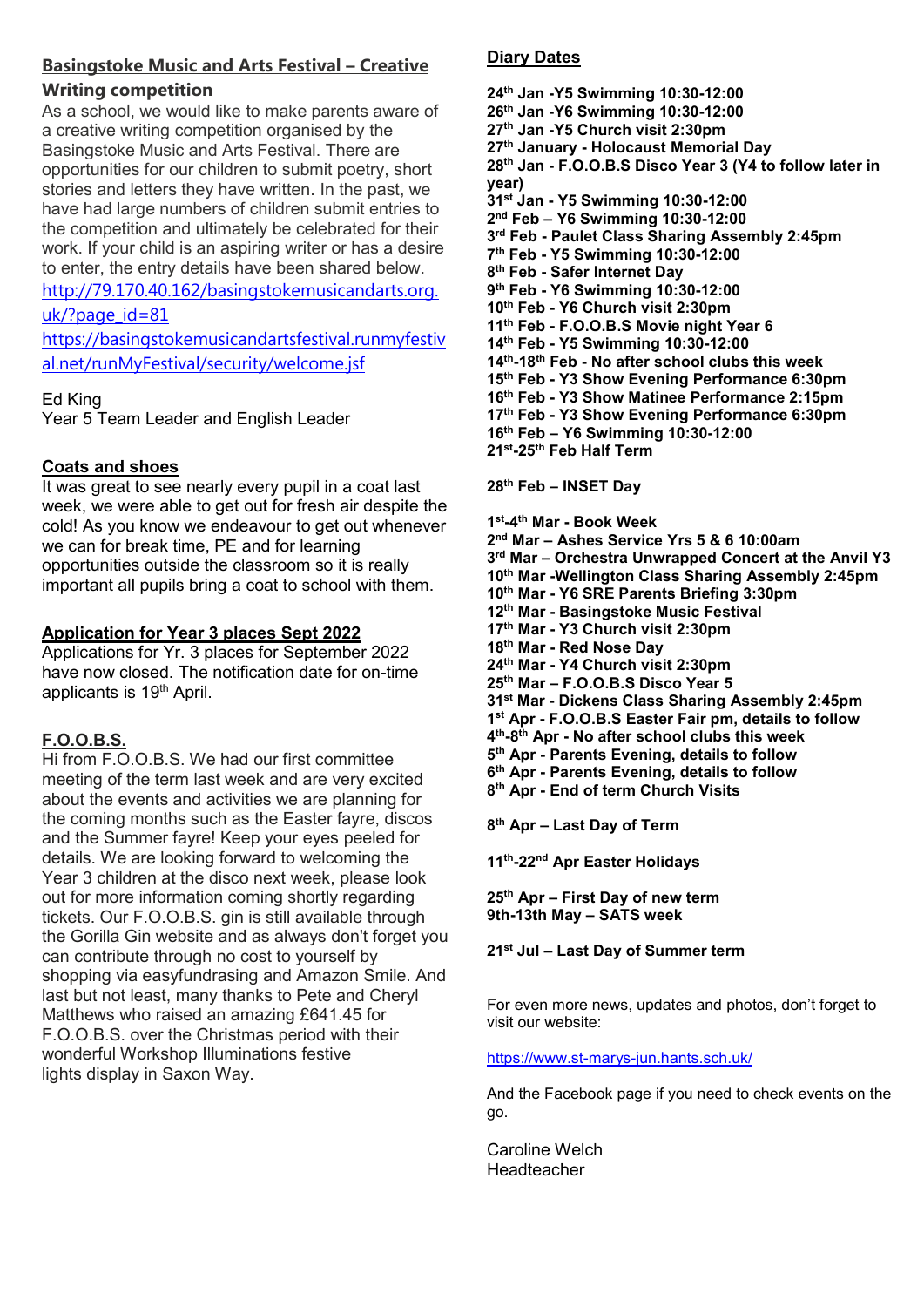## Basingstoke Music and Arts Festival – Creative Writing competition

As a school, we would like to make parents aware of a creative writing competition organised by the Basingstoke Music and Arts Festival. There are opportunities for our children to submit poetry, short stories and letters they have written. In the past, we have had large numbers of children submit entries to the competition and ultimately be celebrated for their work. If your child is an aspiring writer or has a desire to enter, the entry details have been shared below.

http://79.170.40.162/basingstokemusicandarts.org.uk/?page_id=81

https://basingstokemusicandartsfestival.runmyfestival.net/runMyFestival/security/welcome.jsf

Ed King
Year 5 Team Leader and English Leader

## Coats and shoes

It was great to see nearly every pupil in a coat last week, we were able to get out for fresh air despite the cold! As you know we endeavour to get out whenever we can for break time, PE and for learning opportunities outside the classroom so it is really important all pupils bring a coat to school with them.

## Application for Year 3 places Sept 2022

Applications for Yr. 3 places for September 2022 have now closed. The notification date for on-time applicants is 19th April.

## F.O.O.B.S.

Hi from F.O.O.B.S. We had our first committee meeting of the term last week and are very excited about the events and activities we are planning for the coming months such as the Easter fayre, discos and the Summer fayre! Keep your eyes peeled for details. We are looking forward to welcoming the Year 3 children at the disco next week, please look out for more information coming shortly regarding tickets. Our F.O.O.B.S. gin is still available through the Gorilla Gin website and as always don't forget you can contribute through no cost to yourself by shopping via easyfundrasing and Amazon Smile. And last but not least, many thanks to Pete and Cheryl Matthews who raised an amazing £641.45 for F.O.O.B.S. over the Christmas period with their wonderful Workshop Illuminations festive lights display in Saxon Way.

## Diary Dates

**24th Jan -Y5 Swimming 10:30-12:00**
**26th Jan -Y6 Swimming 10:30-12:00**
**27th Jan -Y5 Church visit 2:30pm**
**27th January - Holocaust Memorial Day**
**28th Jan - F.O.O.B.S Disco Year 3 (Y4 to follow later in year)**
**31st Jan - Y5 Swimming 10:30-12:00**
**2nd Feb – Y6 Swimming 10:30-12:00**
**3rd Feb - Paulet Class Sharing Assembly 2:45pm**
**7th Feb - Y5 Swimming 10:30-12:00**
**8th Feb - Safer Internet Day**
**9th Feb - Y6 Swimming 10:30-12:00**
**10th Feb - Y6 Church visit 2:30pm**
**11th Feb - F.O.O.B.S Movie night Year 6**
**14th Feb - Y5 Swimming 10:30-12:00**
**14th-18th Feb - No after school clubs this week**
**15th Feb - Y3 Show Evening Performance 6:30pm**
**16th Feb - Y3 Show Matinee Performance 2:15pm**
**17th Feb - Y3 Show Evening Performance 6:30pm**
**16th Feb – Y6 Swimming 10:30-12:00**
**21st-25th Feb Half Term**

**28th Feb – INSET Day**

**1st-4th Mar - Book Week**
**2nd Mar – Ashes Service Yrs 5 & 6 10:00am**
**3rd Mar – Orchestra Unwrapped Concert at the Anvil Y3**
**10th Mar -Wellington Class Sharing Assembly 2:45pm**
**10th Mar - Y6 SRE Parents Briefing 3:30pm**
**12th Mar - Basingstoke Music Festival**
**17th Mar - Y3 Church visit 2:30pm**
**18th Mar - Red Nose Day**
**24th Mar - Y4 Church visit 2:30pm**
**25th Mar – F.O.O.B.S Disco Year 5**
**31st Mar - Dickens Class Sharing Assembly 2:45pm**
**1st Apr - F.O.O.B.S Easter Fair pm, details to follow**
**4th-8th Apr - No after school clubs this week**
**5th Apr - Parents Evening, details to follow**
**6th Apr - Parents Evening, details to follow**
**8th Apr - End of term Church Visits**

**8th Apr – Last Day of Term**

**11th-22nd Apr Easter Holidays**

**25th Apr – First Day of new term**
**9th-13th May – SATS week**

**21st Jul – Last Day of Summer term**

For even more news, updates and photos, don't forget to visit our website:

https://www.st-marys-jun.hants.sch.uk/

And the Facebook page if you need to check events on the go.

Caroline Welch
Headteacher